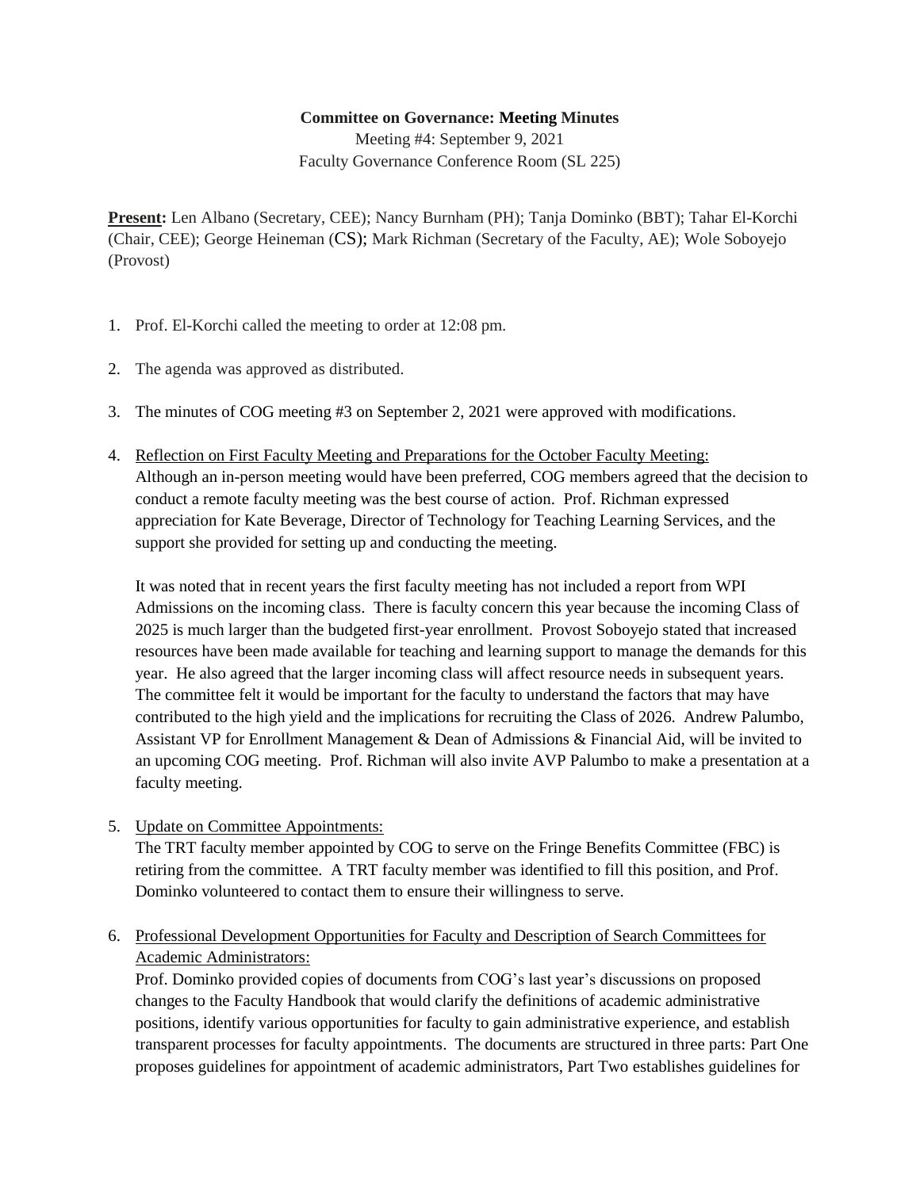**Committee on Governance: Meeting Minutes**

Meeting #4: September 9, 2021

Faculty Governance Conference Room (SL 225)

**Present:** Len Albano (Secretary, CEE); Nancy Burnham (PH); Tanja Dominko (BBT); Tahar El-Korchi (Chair, CEE); George Heineman (CS); Mark Richman (Secretary of the Faculty, AE); Wole Soboyejo (Provost)

1. Prof. El-Korchi called the meeting to order at 12:08 pm.

2. The agenda was approved as distributed.

3. The minutes of COG meeting #3 on September 2, 2021 were approved with modifications.

4. Reflection on First Faculty Meeting and Preparations for the October Faculty Meeting:
   Although an in-person meeting would have been preferred, COG members agreed that the decision to conduct a remote faculty meeting was the best course of action. Prof. Richman expressed appreciation for Kate Beverage, Director of Technology for Teaching Learning Services, and the support she provided for setting up and conducting the meeting.

   It was noted that in recent years the first faculty meeting has not included a report from WPI Admissions on the incoming class. There is faculty concern this year because the incoming Class of 2025 is much larger than the budgeted first-year enrollment. Provost Soboyejo stated that increased resources have been made available for teaching and learning support to manage the demands for this year. He also agreed that the larger incoming class will affect resource needs in subsequent years. The committee felt it would be important for the faculty to understand the factors that may have contributed to the high yield and the implications for recruiting the Class of 2026. Andrew Palumbo, Assistant VP for Enrollment Management & Dean of Admissions & Financial Aid, will be invited to an upcoming COG meeting. Prof. Richman will also invite AVP Palumbo to make a presentation at a faculty meeting.

5. Update on Committee Appointments:
   The TRT faculty member appointed by COG to serve on the Fringe Benefits Committee (FBC) is retiring from the committee. A TRT faculty member was identified to fill this position, and Prof. Dominko volunteered to contact them to ensure their willingness to serve.

6. Professional Development Opportunities for Faculty and Description of Search Committees for Academic Administrators:
   Prof. Dominko provided copies of documents from COG's last year's discussions on proposed changes to the Faculty Handbook that would clarify the definitions of academic administrative positions, identify various opportunities for faculty to gain administrative experience, and establish transparent processes for faculty appointments. The documents are structured in three parts: Part One proposes guidelines for appointment of academic administrators, Part Two establishes guidelines for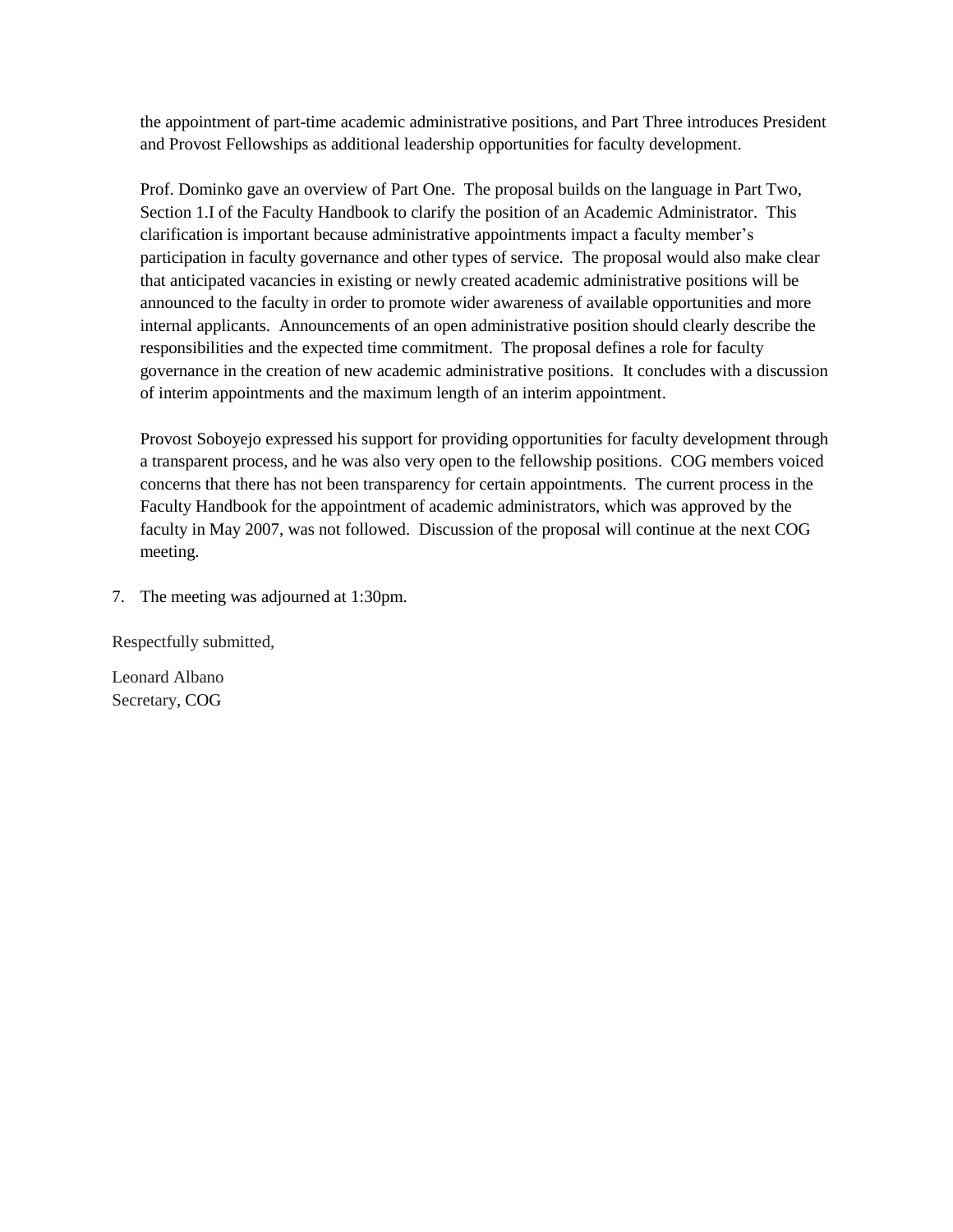the appointment of part-time academic administrative positions, and Part Three introduces President and Provost Fellowships as additional leadership opportunities for faculty development.

Prof. Dominko gave an overview of Part One. The proposal builds on the language in Part Two, Section 1.I of the Faculty Handbook to clarify the position of an Academic Administrator. This clarification is important because administrative appointments impact a faculty member's participation in faculty governance and other types of service. The proposal would also make clear that anticipated vacancies in existing or newly created academic administrative positions will be announced to the faculty in order to promote wider awareness of available opportunities and more internal applicants. Announcements of an open administrative position should clearly describe the responsibilities and the expected time commitment. The proposal defines a role for faculty governance in the creation of new academic administrative positions. It concludes with a discussion of interim appointments and the maximum length of an interim appointment.

Provost Soboyejo expressed his support for providing opportunities for faculty development through a transparent process, and he was also very open to the fellowship positions. COG members voiced concerns that there has not been transparency for certain appointments. The current process in the Faculty Handbook for the appointment of academic administrators, which was approved by the faculty in May 2007, was not followed. Discussion of the proposal will continue at the next COG meeting.

7. The meeting was adjourned at 1:30pm.

Respectfully submitted,

Leonard Albano  
Secretary, COG